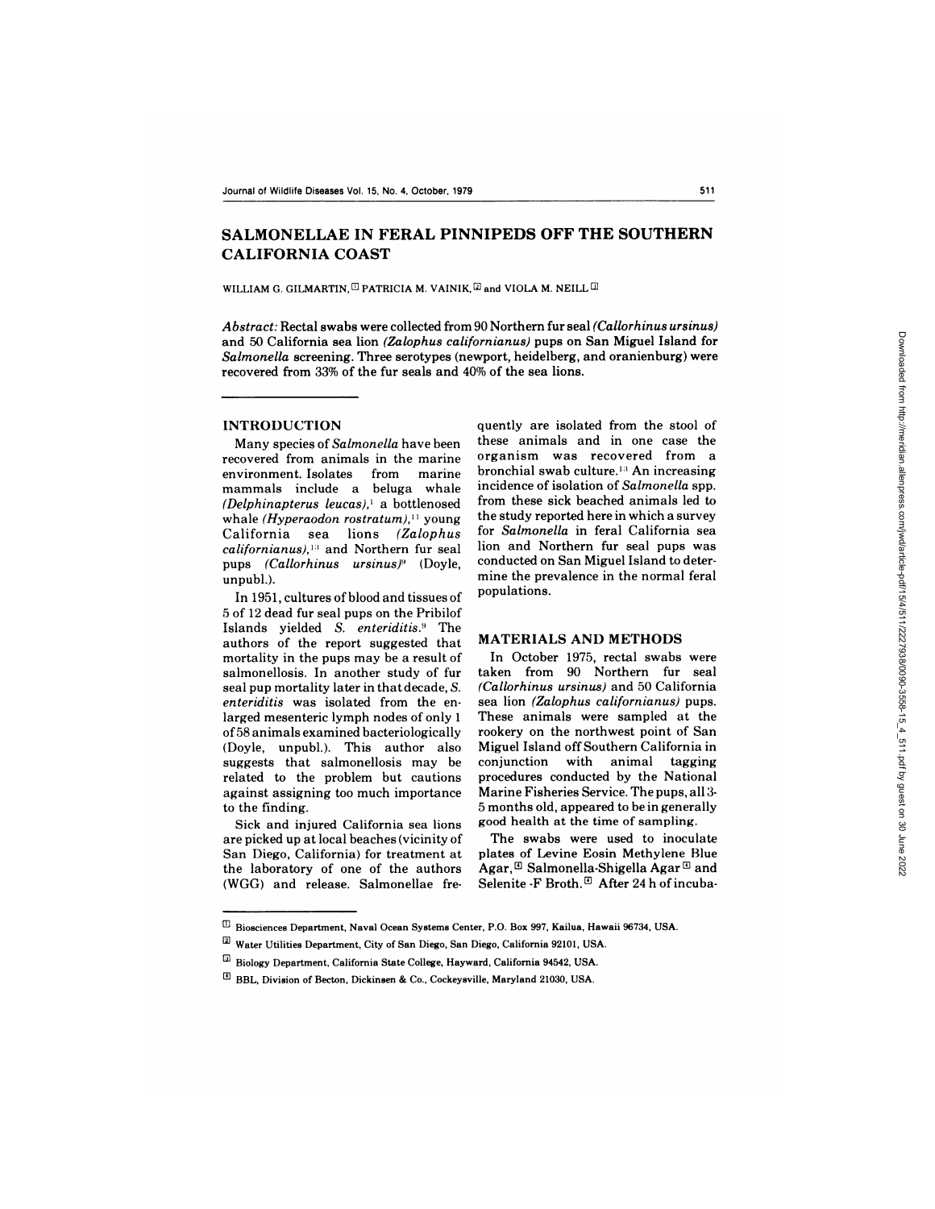# SALMONELLAE IN FERAL PINNIPEDS OFF THE SOUTHERN CALIFORNIA COAST

WILLIAM G. GILMARTIN,[1] PATRICIA M. VAINIK,[2] and VIOLA M. NEILL[3]

*Abstract:* Rectal swabs were collected from 90 Northern fur seal *(Callorhinus ursinus)* and 50 California sea lion *(Zalophus californianus)* pups on San Miguel Island for *Salmonella* screening. Three serotypes (newport, heidelberg, and oranienburg) were recovered from 33% of the fur seals and 40% of the sea lions.

## INTRODUCTION

Many species of *Salmonella* have been recovered from animals in the marine environment. Isolates from marine mammals include a beluga whale *(Delphinapterus leucas)*,[1] a bottlenosed whale *(Hyperaodon rostratum)*,[11] young California sea lions *(Zalophus californianus)*,[13] and Northern fur seal pups *(Callorhinus ursinus)*[9] (Doyle, unpubl.).

In 1951, cultures of blood and tissues of 5 of 12 dead fur seal pups on the Pribilof Islands yielded *S. enteriditis*.[9] The authors of the report suggested that mortality in the pups may be a result of salmonellosis. In another study of fur seal pup mortality later in that decade, *S. enteriditis* was isolated from the enlarged mesenteric lymph nodes of only 1 of 58 animals examined bacteriologically (Doyle, unpubl.). This author also suggests that salmonellosis may be related to the problem but cautions against assigning too much importance to the finding.

Sick and injured California sea lions are picked up at local beaches (vicinity of San Diego, California) for treatment at the laboratory of one of the authors (WGG) and release. Salmonellae frequently are isolated from the stool of these animals and in one case the organism was recovered from a bronchial swab culture.[13] An increasing incidence of isolation of *Salmonella* spp. from these sick beached animals led to the study reported here in which a survey for *Salmonella* in feral California sea lion and Northern fur seal pups was conducted on San Miguel Island to determine the prevalence in the normal feral populations.

## MATERIALS AND METHODS

In October 1975, rectal swabs were taken from 90 Northern fur seal *(Callorhinus ursinus)* and 50 California sea lion *(Zalophus californianus)* pups. These animals were sampled at the rookery on the northwest point of San Miguel Island off Southern California in conjunction with animal tagging procedures conducted by the National Marine Fisheries Service. The pups, all 3-5 months old, appeared to be in generally good health at the time of sampling.

The swabs were used to inoculate plates of Levine Eosin Methylene Blue Agar,[4] Salmonella-Shigella Agar[4] and Selenite -F Broth.[4] After 24 h of incuba-

---

[1] Biosciences Department, Naval Ocean Systems Center, P.O. Box 997, Kailua, Hawaii 96734, USA.

[2] Water Utilities Department, City of San Diego, San Diego, California 92101, USA.

[3] Biology Department, California State College, Hayward, California 94542, USA.

[4] BBL, Division of Becton, Dickinsen & Co., Cockeysville, Maryland 21030, USA.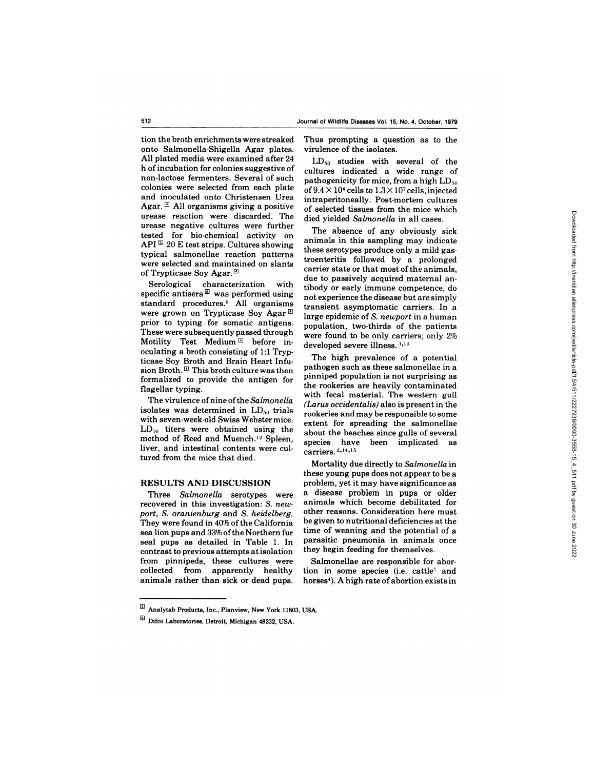tion the broth enrichments were streaked onto Salmonella-Shigella Agar plates. All plated media were examined after 24 h of incubation for colonies suggestive of non-lactose fermenters. Several of such colonies were selected from each plate and inoculated onto Christensen Urea Agar.[4] All organisms giving a positive urease reaction were discarded. The urease negative cultures were further tested for bio-chemical activity on API[5] 20 E test strips. Cultures showing typical salmonellae reaction patterns were selected and maintained on slants of Trypticase Soy Agar.[4]

Serological characterization with specific antisera[6] was performed using standard procedures.[6] All organisms were grown on Trypticase Soy Agar[4] prior to typing for somatic antigens. These were subsequently passed through Motility Test Medium[4] before inoculating a broth consisting of 1:1 Trypticase Soy Broth and Brain Heart Infusion Broth.[4] This broth culture was then formalized to provide the antigen for flagellar typing.

The virulence of nine of the *Salmonella* isolates was determined in $LD_{50}$ trials with seven-week-old Swiss Webster mice. $LD_{50}$ titers were obtained using the method of Reed and Muench.[12] Spleen, liver, and intestinal contents were cultured from the mice that died.

## RESULTS AND DISCUSSION

Three *Salmonella* serotypes were recovered in this investigation: *S. newport*, *S. oranienburg* and *S. heidelberg*. They were found in 40% of the California sea lion pups and 33% of the Northern fur seal pups as detailed in Table 1. In contrast to previous attempts at isolation from pinnipeds, these cultures were collected from apparently healthy animals rather than sick or dead pups. Thus prompting a question as to the virulence of the isolates.

$LD_{50}$ studies with several of the cultures indicated a wide range of pathogenicity for mice, from a high $LD_{50}$ of $9.4 \times 10^4$ cells to $1.3 \times 10^7$ cells, injected intraperitoneally. Post-mortem cultures of selected tissues from the mice which died yielded *Salmonella* in all cases.

The absence of any obviously sick animals in this sampling may indicate these serotypes produce only a mild gastroenteritis followed by a prolonged carrier state or that most of the animals, due to passively acquired maternal antibody or early immune competence, do not experience the disease but are simply transient asymptomatic carriers. In a large epidemic of *S. newport* in a human population, two-thirds of the patients were found to be only carriers; only 2% developed severe illness.[3,10]

The high prevalence of a potential pathogen such as these salmonellae in a pinniped population is not surprising as the rookeries are heavily contaminated with fecal material. The western gull (*Larus occidentalis*) also is present in the rookeries and may be responsible to some extent for spreading the salmonellae about the beaches since gulls of several species have been implicated as carriers.[2,14,15]

Mortality due directly to *Salmonella* in these young pups does not appear to be a problem, yet it may have significance as a disease problem in pups or older animals which become debilitated for other reasons. Consideration here must be given to nutritional deficiencies at the time of weaning and the potential of a parasitic pneumonia in animals once they begin feeding for themselves.

Salmonellae are responsible for abortion in some species (i.e. cattle[7] and horses[4]). A high rate of abortion exists in

---

[5] Analytab Products, Inc., Planview, New York 11803, USA.

[6] Difco Laboratories, Detroit, Michigan 48232, USA.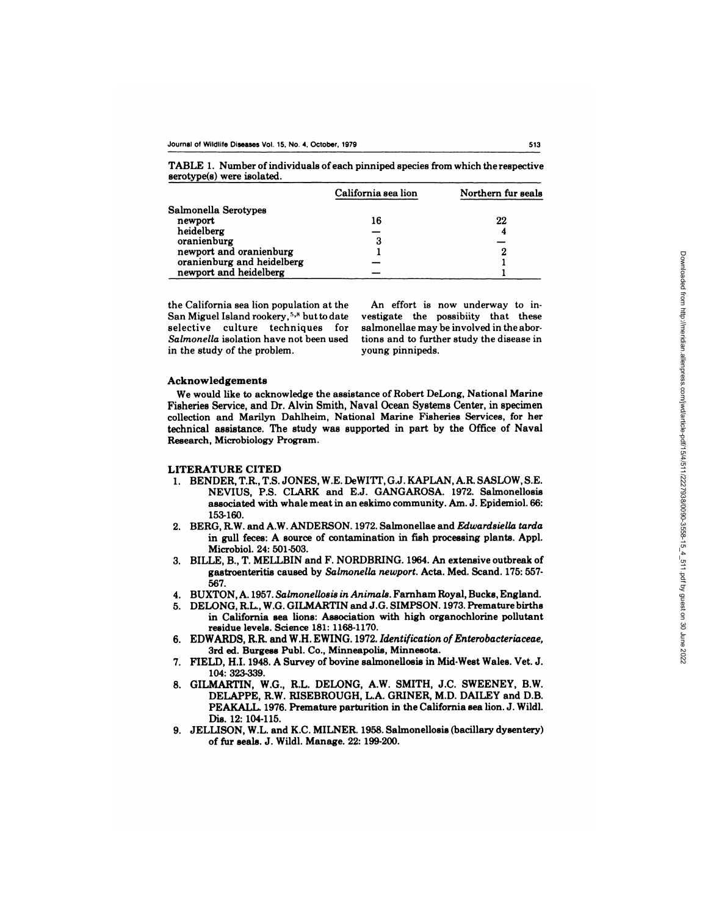TABLE 1. Number of individuals of each pinniped species from which the respective serotype(s) were isolated.

| | California sea lion | Northern fur seals |
|---|---|---|
| Salmonella Serotypes | | |
| newport | 16 | 22 |
| heidelberg | — | 4 |
| oranienburg | 3 | — |
| newport and oranienburg | 1 | 2 |
| oranienburg and heidelberg | — | 1 |
| newport and heidelberg | — | 1 |

the California sea lion population at the San Miguel Island rookery,[5,8] but to date selective culture techniques for *Salmonella* isolation have not been used in the study of the problem.

An effort is now underway to investigate the possibiity that these salmonellae may be involved in the abortions and to further study the disease in young pinnipeds.

## Acknowledgements

We would like to acknowledge the assistance of Robert DeLong, National Marine Fisheries Service, and Dr. Alvin Smith, Naval Ocean Systems Center, in specimen collection and Marilyn Dahlheim, National Marine Fisheries Services, for her technical assistance. The study was supported in part by the Office of Naval Research, Microbiology Program.

## LITERATURE CITED

1. BENDER, T.R., T.S. JONES, W.E. DeWITT, G.J. KAPLAN, A.R. SASLOW, S.E. NEVIUS, P.S. CLARK and E.J. GANGAROSA. 1972. Salmonellosis associated with whale meat in an eskimo community. Am. J. Epidemiol. 66: 153-160.
2. BERG, R.W. and A.W. ANDERSON. 1972. Salmonellae and *Edwardsiella tarda* in gull feces: A source of contamination in fish processing plants. Appl. Microbiol. 24: 501-503.
3. BILLE, B., T. MELLBIN and F. NORDBRING. 1964. An extensive outbreak of gastroenteritis caused by *Salmonella newport*. Acta. Med. Scand. 175: 557-567.
4. BUXTON, A. 1957. *Salmonellosis in Animals*. Farnham Royal, Bucks, England.
5. DELONG, R.L., W.G. GILMARTIN and J.G. SIMPSON. 1973. Premature births in California sea lions: Association with high organochlorine pollutant residue levels. Science 181: 1168-1170.
6. EDWARDS, R.R. and W.H. EWING. 1972. *Identification of Enterobacteriaceae*, 3rd ed. Burgess Publ. Co., Minneapolis, Minnesota.
7. FIELD, H.I. 1948. A Survey of bovine salmonellosis in Mid-West Wales. Vet. J. 104: 323-339.
8. GILMARTIN, W.G., R.L. DELONG, A.W. SMITH, J.C. SWEENEY, B.W. DELAPPE, R.W. RISEBROUGH, L.A. GRINER, M.D. DAILEY and D.B. PEAKALL. 1976. Premature parturition in the California sea lion. J. Wildl. Dis. 12: 104-115.
9. JELLISON, W.L. and K.C. MILNER. 1958. Salmonellosis (bacillary dysentery) of fur seals. J. Wildl. Manage. 22: 199-200.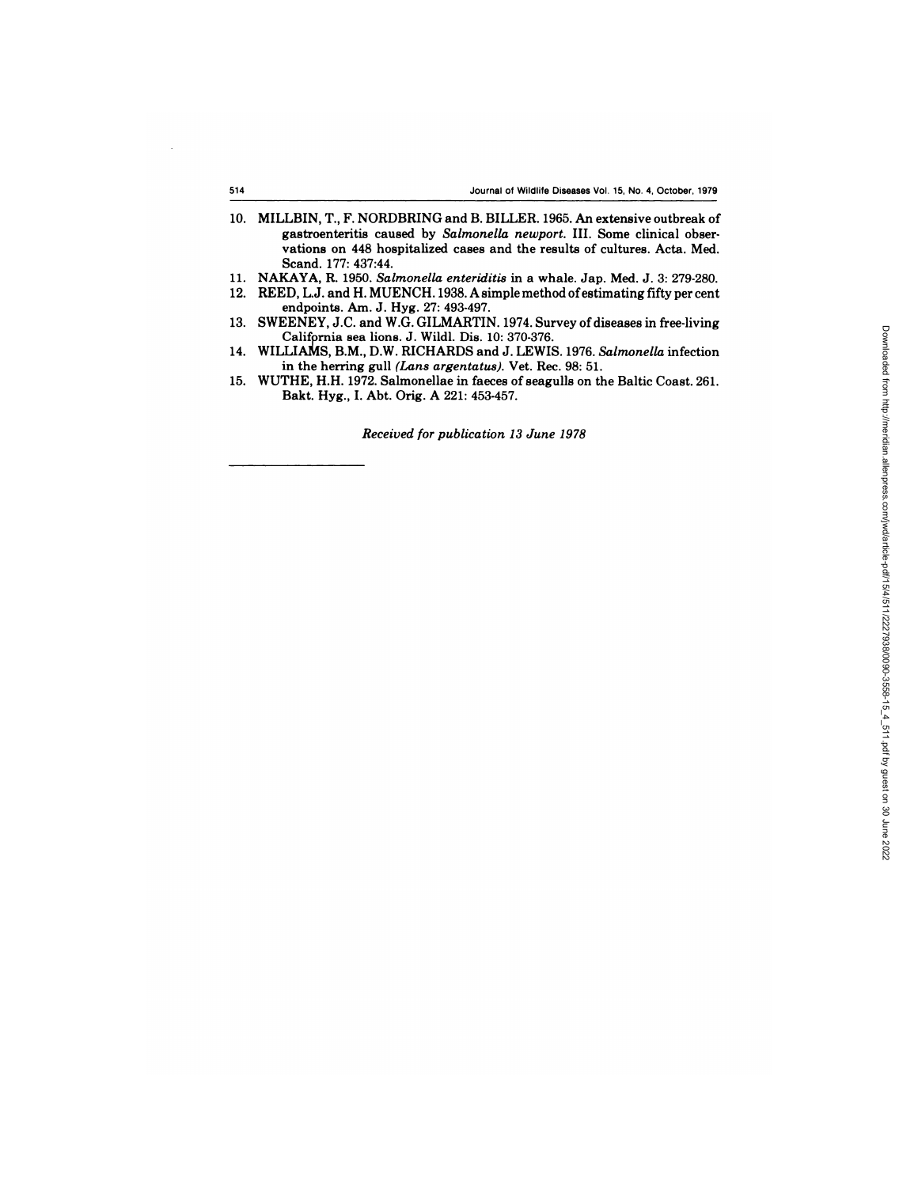10. MILLBIN, T., F. NORDBRING and B. BILLER. 1965. An extensive outbreak of gastroenteritis caused by *Salmonella newport*. III. Some clinical observations on 448 hospitalized cases and the results of cultures. Acta. Med. Scand. 177: 437:44.
11. NAKAYA, R. 1950. *Salmonella enteriditis* in a whale. Jap. Med. J. 3: 279-280.
12. REED, L.J. and H. MUENCH. 1938. A simple method of estimating fifty per cent endpoints. Am. J. Hyg. 27: 493-497.
13. SWEENEY, J.C. and W.G. GILMARTIN. 1974. Survey of diseases in free-living California sea lions. J. Wildl. Dis. 10: 370-376.
14. WILLIAMS, B.M., D.W. RICHARDS and J. LEWIS. 1976. *Salmonella* infection in the herring gull *(Lans argentatus)*. Vet. Rec. 98: 51.
15. WUTHE, H.H. 1972. Salmonellae in faeces of seagulls on the Baltic Coast. 261. Bakt. Hyg., I. Abt. Orig. A 221: 453-457.

*Received for publication 13 June 1978*